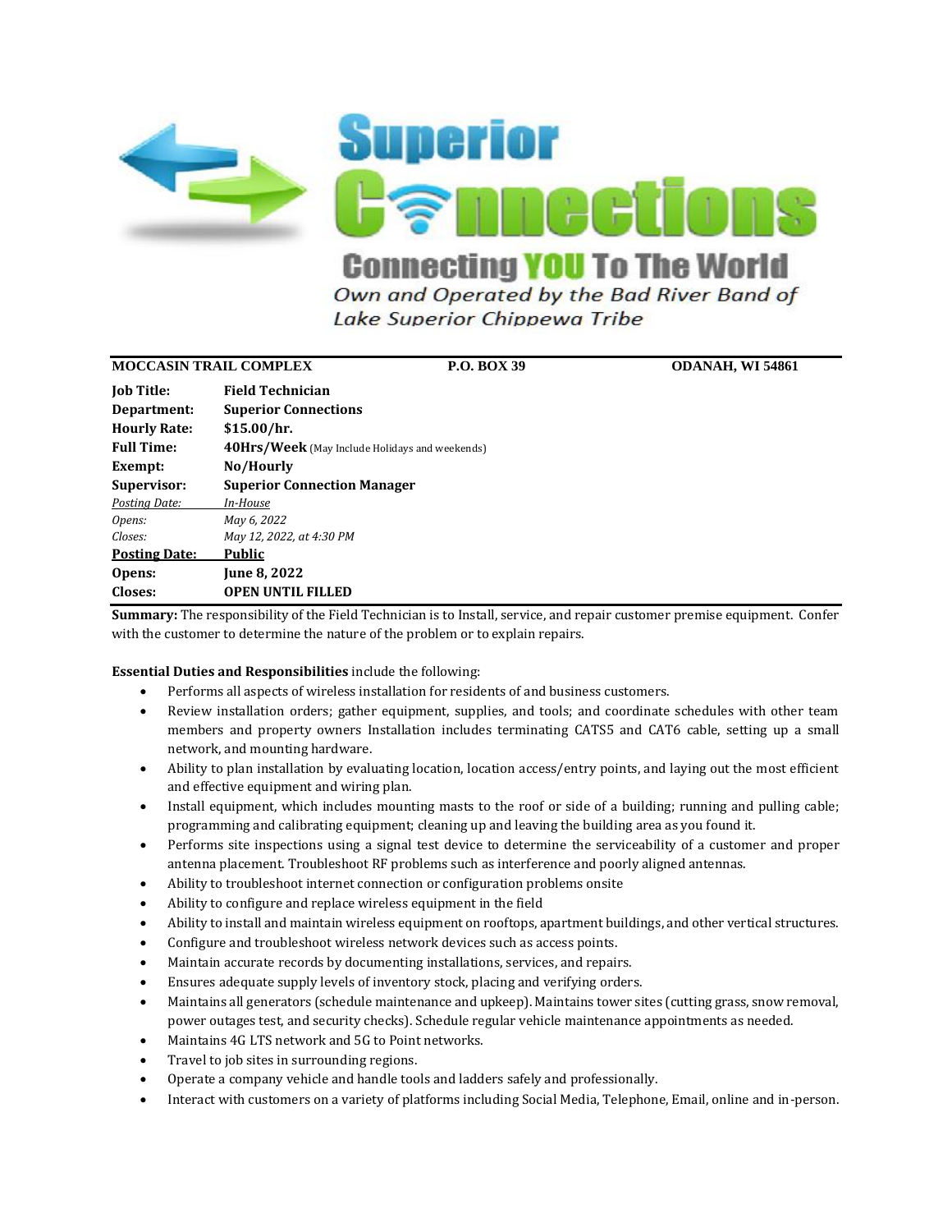# Superior Connections

**Connecting YOU To The World**

*Own and Operated by the Bad River Band of Lake Superior Chippewa Tribe*

**MOCCASIN TRAIL COMPLEX** **P.O. BOX 39** **ODANAH, WI 54861**

| | |
|---|---|
| **Job Title:** | **Field Technician** |
| **Department:** | **Superior Connections** |
| **Hourly Rate:** | **$15.00/hr.** |
| **Full Time:** | **40Hrs/Week** (May Include Holidays and weekends) |
| **Exempt:** | **No/Hourly** |
| **Supervisor:** | **Superior Connection Manager** |
| *Posting Date:* | *In-House* |
| *Opens:* | *May 6, 2022* |
| *Closes:* | *May 12, 2022, at 4:30 PM* |
| **Posting Date:** | **Public** |
| **Opens:** | **June 8, 2022** |
| **Closes:** | **OPEN UNTIL FILLED** |

**Summary:** The responsibility of the Field Technician is to Install, service, and repair customer premise equipment. Confer with the customer to determine the nature of the problem or to explain repairs.

**Essential Duties and Responsibilities** include the following:

- Performs all aspects of wireless installation for residents of and business customers.
- Review installation orders; gather equipment, supplies, and tools; and coordinate schedules with other team members and property owners Installation includes terminating CATS5 and CAT6 cable, setting up a small network, and mounting hardware.
- Ability to plan installation by evaluating location, location access/entry points, and laying out the most efficient and effective equipment and wiring plan.
- Install equipment, which includes mounting masts to the roof or side of a building; running and pulling cable; programming and calibrating equipment; cleaning up and leaving the building area as you found it.
- Performs site inspections using a signal test device to determine the serviceability of a customer and proper antenna placement. Troubleshoot RF problems such as interference and poorly aligned antennas.
- Ability to troubleshoot internet connection or configuration problems onsite
- Ability to configure and replace wireless equipment in the field
- Ability to install and maintain wireless equipment on rooftops, apartment buildings, and other vertical structures.
- Configure and troubleshoot wireless network devices such as access points.
- Maintain accurate records by documenting installations, services, and repairs.
- Ensures adequate supply levels of inventory stock, placing and verifying orders.
- Maintains all generators (schedule maintenance and upkeep). Maintains tower sites (cutting grass, snow removal, power outages test, and security checks). Schedule regular vehicle maintenance appointments as needed.
- Maintains 4G LTS network and 5G to Point networks.
- Travel to job sites in surrounding regions.
- Operate a company vehicle and handle tools and ladders safely and professionally.
- Interact with customers on a variety of platforms including Social Media, Telephone, Email, online and in-person.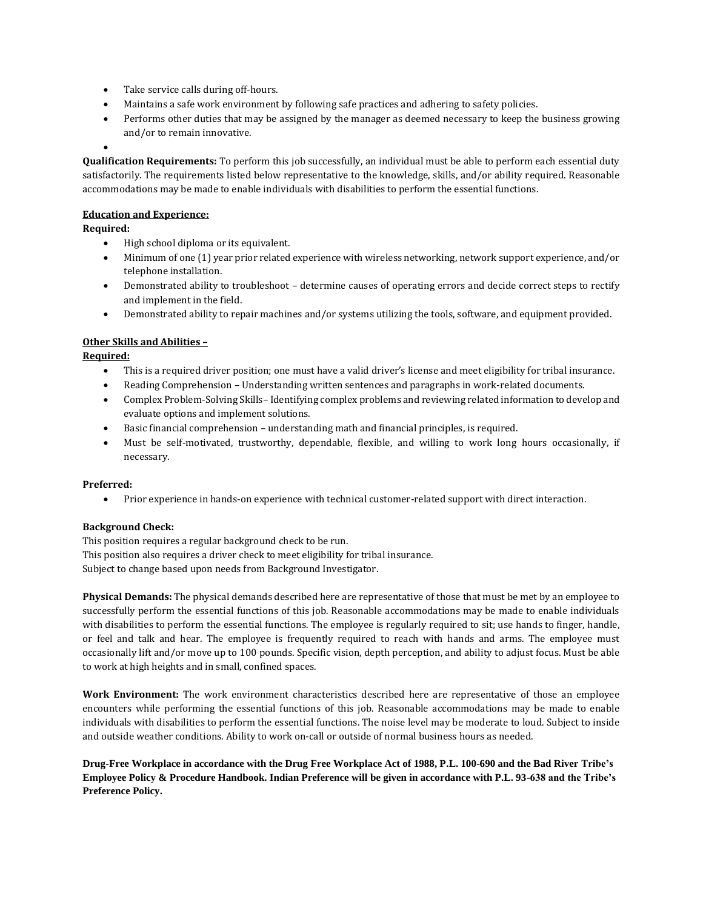- Take service calls during off-hours.
- Maintains a safe work environment by following safe practices and adhering to safety policies.
- Performs other duties that may be assigned by the manager as deemed necessary to keep the business growing and/or to remain innovative.

**Qualification Requirements:** To perform this job successfully, an individual must be able to perform each essential duty satisfactorily. The requirements listed below representative to the knowledge, skills, and/or ability required. Reasonable accommodations may be made to enable individuals with disabilities to perform the essential functions.

**Education and Experience:**

**Required:**

- High school diploma or its equivalent.
- Minimum of one (1) year prior related experience with wireless networking, network support experience, and/or telephone installation.
- Demonstrated ability to troubleshoot – determine causes of operating errors and decide correct steps to rectify and implement in the field.
- Demonstrated ability to repair machines and/or systems utilizing the tools, software, and equipment provided.

**Other Skills and Abilities –**

**Required:**

- This is a required driver position; one must have a valid driver's license and meet eligibility for tribal insurance.
- Reading Comprehension – Understanding written sentences and paragraphs in work-related documents.
- Complex Problem-Solving Skills– Identifying complex problems and reviewing related information to develop and evaluate options and implement solutions.
- Basic financial comprehension – understanding math and financial principles, is required.
- Must be self-motivated, trustworthy, dependable, flexible, and willing to work long hours occasionally, if necessary.

**Preferred:**

- Prior experience in hands-on experience with technical customer-related support with direct interaction.

**Background Check:**

This position requires a regular background check to be run.
This position also requires a driver check to meet eligibility for tribal insurance.
Subject to change based upon needs from Background Investigator.

**Physical Demands:** The physical demands described here are representative of those that must be met by an employee to successfully perform the essential functions of this job. Reasonable accommodations may be made to enable individuals with disabilities to perform the essential functions. The employee is regularly required to sit; use hands to finger, handle, or feel and talk and hear. The employee is frequently required to reach with hands and arms. The employee must occasionally lift and/or move up to 100 pounds. Specific vision, depth perception, and ability to adjust focus. Must be able to work at high heights and in small, confined spaces.

**Work Environment:** The work environment characteristics described here are representative of those an employee encounters while performing the essential functions of this job. Reasonable accommodations may be made to enable individuals with disabilities to perform the essential functions. The noise level may be moderate to loud. Subject to inside and outside weather conditions. Ability to work on-call or outside of normal business hours as needed.

**Drug-Free Workplace in accordance with the Drug Free Workplace Act of 1988, P.L. 100-690 and the Bad River Tribe's Employee Policy & Procedure Handbook. Indian Preference will be given in accordance with P.L. 93-638 and the Tribe's Preference Policy.**